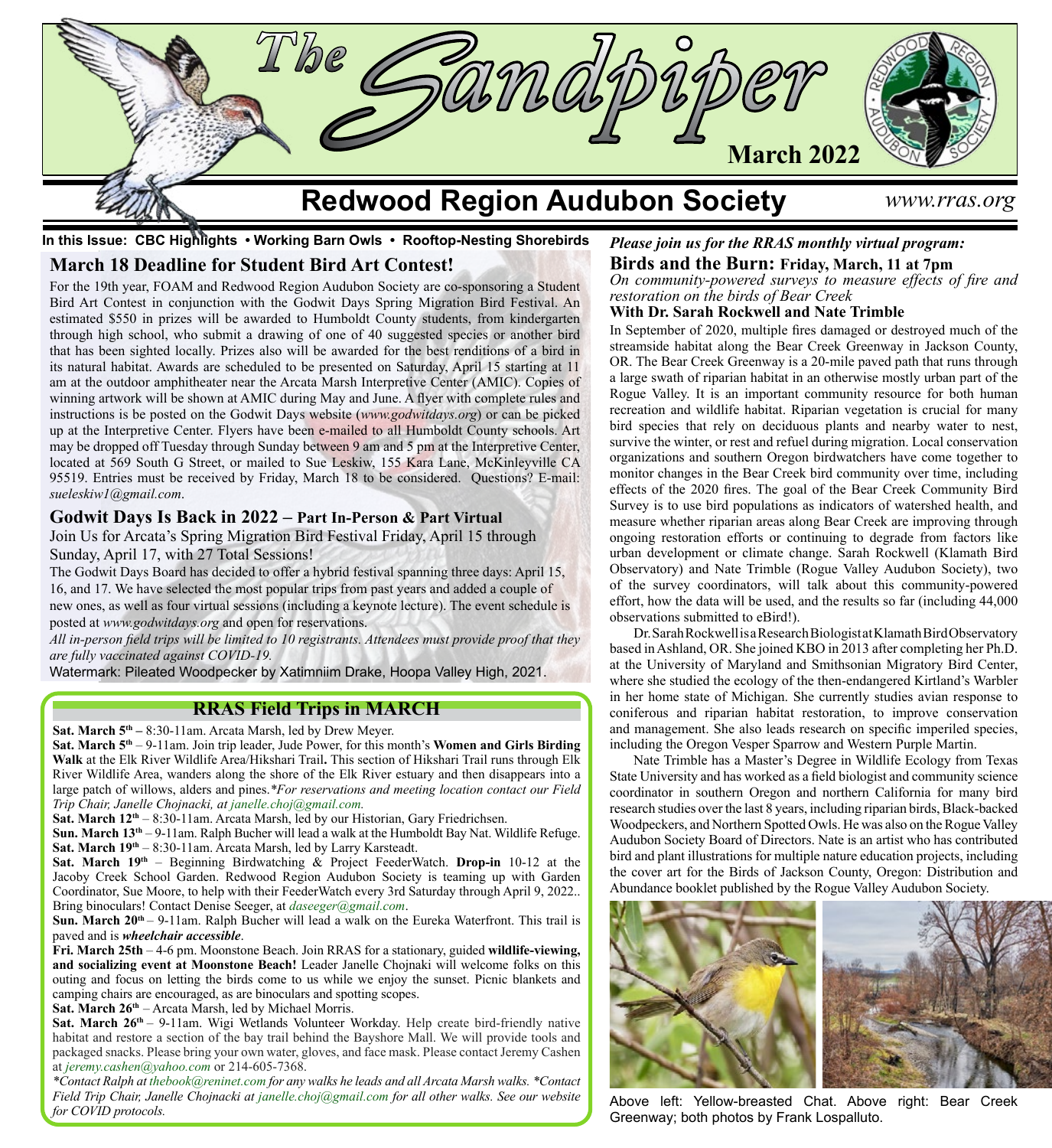# The Sandpiper

**March 2022**

## Redwood Region Audubon Society

*www.rras.org*

**In this Issue: CBC Highlights • Working Barn Owls • Rooftop-Nesting Shorebirds**

## March 18 Deadline for Student Bird Art Contest!

For the 19th year, FOAM and Redwood Region Audubon Society are co-sponsoring a Student Bird Art Contest in conjunction with the Godwit Days Spring Migration Bird Festival. An estimated $550 in prizes will be awarded to Humboldt County students, from kindergarten through high school, who submit a drawing of one of 40 suggested species or another bird that has been sighted locally. Prizes also will be awarded for the best renditions of a bird in its natural habitat. Awards are scheduled to be presented on Saturday, April 15 starting at 11 am at the outdoor amphitheater near the Arcata Marsh Interpretive Center (AMIC). Copies of winning artwork will be shown at AMIC during May and June. A flyer with complete rules and instructions is to be posted on the Godwit Days website (*www.godwitdays.org*) or can be picked up at the Interpretive Center. Flyers have been e-mailed to all Humboldt County schools. Art may be dropped off Tuesday through Sunday between 9 am and 5 pm at the Interpretive Center, located at 569 South G Street, or mailed to Sue Leskiw, 155 Kara Lane, McKinleyville CA 95519. Entries must be received by Friday, March 18 to be considered. Questions? E-mail: *sueleskiw1@gmail.com*.

## Godwit Days Is Back in 2022 – Part In-Person & Part Virtual

Join Us for Arcata's Spring Migration Bird Festival Friday, April 15 through Sunday, April 17, with 27 Total Sessions!

The Godwit Days Board has decided to offer a hybrid festival spanning three days: April 15, 16, and 17. We have selected the most popular trips from past years and added a couple of new ones, as well as four virtual sessions (including a keynote lecture). The event schedule is posted at *www.godwitdays.org* and open for reservations.

*All in-person field trips will be limited to 10 registrants. Attendees must provide proof that they are fully vaccinated against COVID-19.*

Watermark: Pileated Woodpecker by Xatimniim Drake, Hoopa Valley High, 2021.

## RRAS Field Trips in MARCH

**Sat. March 5th –** 8:30-11am. Arcata Marsh, led by Drew Meyer.

**Sat. March 5th** – 9-11am. Join trip leader, Jude Power, for this month's **Women and Girls Birding Walk** at the Elk River Wildlife Area/Hikshari Trail**.** This section of Hikshari Trail runs through Elk River Wildlife Area, wanders along the shore of the Elk River estuary and then disappears into a large patch of willows, alders and pines.*\*For reservations and meeting location contact our Field Trip Chair, Janelle Chojnacki, at janelle.choj@gmail.com.*

**Sat. March 12th** – 8:30-11am. Arcata Marsh, led by our Historian, Gary Friedrichsen.

**Sun. March 13th** – 9-11am. Ralph Bucher will lead a walk at the Humboldt Bay Nat. Wildlife Refuge.

**Sat. March 19th** – 8:30-11am. Arcata Marsh, led by Larry Karsteadt.

**Sat. March 19th** – Beginning Birdwatching & Project FeederWatch. **Drop-in** 10-12 at the Jacoby Creek School Garden. Redwood Region Audubon Society is teaming up with Garden Coordinator, Sue Moore, to help with their FeederWatch every 3rd Saturday through April 9, 2022.. Bring binoculars! Contact Denise Seeger, at *daseeger@gmail.com*.

**Sun. March 20th** – 9-11am. Ralph Bucher will lead a walk on the Eureka Waterfront. This trail is paved and is ***wheelchair accessible***.

**Fri. March 25th** – 4-6 pm. Moonstone Beach. Join RRAS for a stationary, guided **wildlife-viewing, and socializing event at Moonstone Beach!** Leader Janelle Chojnaki will welcome folks on this outing and focus on letting the birds come to us while we enjoy the sunset. Picnic blankets and camping chairs are encouraged, as are binoculars and spotting scopes.

**Sat. March 26th** – Arcata Marsh, led by Michael Morris.

**Sat. March 26th** – 9-11am. Wigi Wetlands Volunteer Workday. Help create bird-friendly native habitat and restore a section of the bay trail behind the Bayshore Mall. We will provide tools and packaged snacks. Please bring your own water, gloves, and face mask. Please contact Jeremy Cashen at *jeremy.cashen@yahoo.com* or 214-605-7368.

*\*Contact Ralph at thebook@reninet.com for any walks he leads and all Arcata Marsh walks. \*Contact Field Trip Chair, Janelle Chojnacki at janelle.choj@gmail.com for all other walks. See our website for COVID protocols.*

***Please join us for the RRAS monthly virtual program:***

## Birds and the Burn: Friday, March, 11 at 7pm

*On community-powered surveys to measure effects of fire and restoration on the birds of Bear Creek*

**With Dr. Sarah Rockwell and Nate Trimble**

In September of 2020, multiple fires damaged or destroyed much of the streamside habitat along the Bear Creek Greenway in Jackson County, OR. The Bear Creek Greenway is a 20-mile paved path that runs through a large swath of riparian habitat in an otherwise mostly urban part of the Rogue Valley. It is an important community resource for both human recreation and wildlife habitat. Riparian vegetation is crucial for many bird species that rely on deciduous plants and nearby water to nest, survive the winter, or rest and refuel during migration. Local conservation organizations and southern Oregon birdwatchers have come together to monitor changes in the Bear Creek bird community over time, including effects of the 2020 fires. The goal of the Bear Creek Community Bird Survey is to use bird populations as indicators of watershed health, and measure whether riparian areas along Bear Creek are improving through ongoing restoration efforts or continuing to degrade from factors like urban development or climate change. Sarah Rockwell (Klamath Bird Observatory) and Nate Trimble (Rogue Valley Audubon Society), two of the survey coordinators, will talk about this community-powered effort, how the data will be used, and the results so far (including 44,000 observations submitted to eBird!).

Dr. Sarah Rockwell is a Research Biologist at Klamath Bird Observatory based in Ashland, OR. She joined KBO in 2013 after completing her Ph.D. at the University of Maryland and Smithsonian Migratory Bird Center, where she studied the ecology of the then-endangered Kirtland's Warbler in her home state of Michigan. She currently studies avian response to coniferous and riparian habitat restoration, to improve conservation and management. She also leads research on specific imperiled species, including the Oregon Vesper Sparrow and Western Purple Martin.

Nate Trimble has a Master's Degree in Wildlife Ecology from Texas State University and has worked as a field biologist and community science coordinator in southern Oregon and northern California for many bird research studies over the last 8 years, including riparian birds, Black-backed Woodpeckers, and Northern Spotted Owls. He was also on the Rogue Valley Audubon Society Board of Directors. Nate is an artist who has contributed bird and plant illustrations for multiple nature education projects, including the cover art for the Birds of Jackson County, Oregon: Distribution and Abundance booklet published by the Rogue Valley Audubon Society.

Above left: Yellow-breasted Chat. Above right: Bear Creek Greenway; both photos by Frank Lospalluto.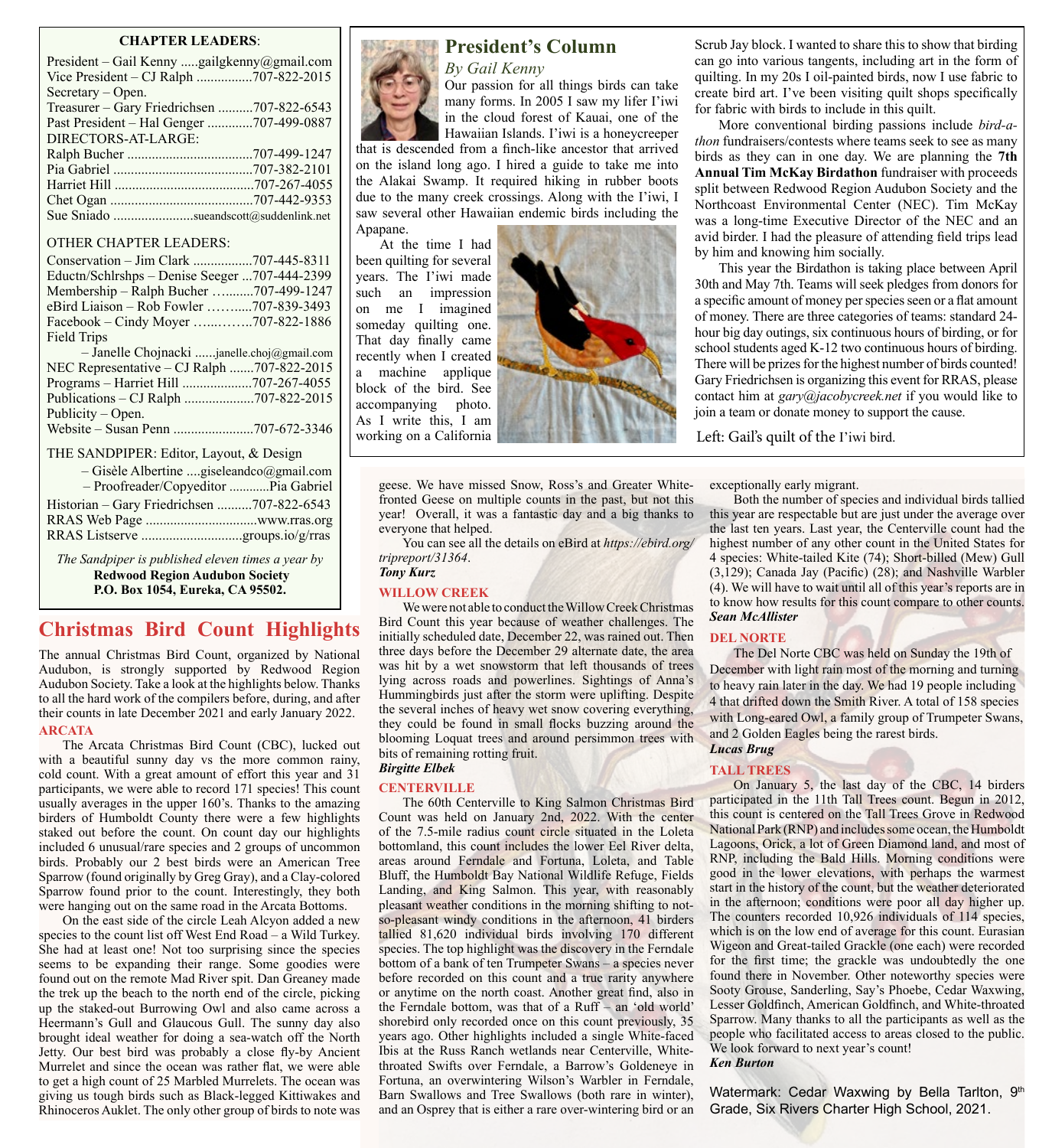**CHAPTER LEADERS**:

President – Gail Kenny .....gailgkenny@gmail.com
Vice President – CJ Ralph ................707-822-2015
Secretary – Open.
Treasurer – Gary Friedrichsen ..........707-822-6543
Past President – Hal Genger .............707-499-0887
DIRECTORS-AT-LARGE:
Ralph Bucher ....................................707-499-1247
Pia Gabriel ........................................707-382-2101
Harriet Hill ........................................707-267-4055
Chet Ogan .........................................707-442-9353
Sue Sniado .......................sueandscott@suddenlink.net

OTHER CHAPTER LEADERS:
Conservation – Jim Clark .................707-445-8311
Eductn/Schlrshps – Denise Seeger ...707-444-2399
Membership – Ralph Bucher …........707-499-1247
eBird Liaison – Rob Fowler ……......707-839-3493
Facebook – Cindy Moyer …...……..707-822-1886
Field Trips
– Janelle Chojnacki ......janelle.choj@gmail.com
NEC Representative – CJ Ralph .......707-822-2015
Programs – Harriet Hill ....................707-267-4055
Publications – CJ Ralph ....................707-822-2015
Publicity – Open.
Website – Susan Penn .......................707-672-3346

THE SANDPIPER: Editor, Layout, & Design
– Gisèle Albertine ....giseleandco@gmail.com
– Proofreader/Copyeditor ............Pia Gabriel
Historian – Gary Friedrichsen ..........707-822-6543
RRAS Web Page ................................www.rras.org
RRAS Listserve .............................groups.io/g/rras

*The Sandpiper is published eleven times a year by*
**Redwood Region Audubon Society**
**P.O. Box 1054, Eureka, CA 95502.**

## President's Column

*By Gail Kenny*

Our passion for all things birds can take many forms. In 2005 I saw my lifer I'iwi in the cloud forest of Kauai, one of the Hawaiian Islands. I'iwi is a honeycreeper that is descended from a finch-like ancestor that arrived on the island long ago. I hired a guide to take me into the Alakai Swamp. It required hiking in rubber boots due to the many creek crossings. Along with the I'iwi, I saw several other Hawaiian endemic birds including the Apapane.

At the time I had been quilting for several years. The I'iwi made such an impression on me I imagined someday quilting one. That day finally came recently when I created a machine applique block of the bird. See accompanying photo. As I write this, I am working on a California Scrub Jay block. I wanted to share this to show that birding can go into various tangents, including art in the form of quilting. In my 20s I oil-painted birds, now I use fabric to create bird art. I've been visiting quilt shops specifically for fabric with birds to include in this quilt.

More conventional birding passions include *bird-a-thon* fundraisers/contests where teams seek to see as many birds as they can in one day. We are planning the **7th Annual Tim McKay Birdathon** fundraiser with proceeds split between Redwood Region Audubon Society and the Northcoast Environmental Center (NEC). Tim McKay was a long-time Executive Director of the NEC and an avid birder. I had the pleasure of attending field trips lead by him and knowing him socially.

This year the Birdathon is taking place between April 30th and May 7th. Teams will seek pledges from donors for a specific amount of money per species seen or a flat amount of money. There are three categories of teams: standard 24-hour big day outings, six continuous hours of birding, or for school students aged K-12 two continuous hours of birding. There will be prizes for the highest number of birds counted! Gary Friedrichsen is organizing this event for RRAS, please contact him at *gary@jacobycreek.net* if you would like to join a team or donate money to support the cause.

Left: Gail's quilt of the I'iwi bird.

## Christmas Bird Count Highlights

The annual Christmas Bird Count, organized by National Audubon, is strongly supported by Redwood Region Audubon Society. Take a look at the highlights below. Thanks to all the hard work of the compilers before, during, and after their counts in late December 2021 and early January 2022.

### ARCATA

The Arcata Christmas Bird Count (CBC), lucked out with a beautiful sunny day vs the more common rainy, cold count. With a great amount of effort this year and 31 participants, we were able to record 171 species! This count usually averages in the upper 160's. Thanks to the amazing birders of Humboldt County there were a few highlights staked out before the count. On count day our highlights included 6 unusual/rare species and 2 groups of uncommon birds. Probably our 2 best birds were an American Tree Sparrow (found originally by Greg Gray), and a Clay-colored Sparrow found prior to the count. Interestingly, they both were hanging out on the same road in the Arcata Bottoms.

On the east side of the circle Leah Alcyon added a new species to the count list off West End Road – a Wild Turkey. She had at least one! Not too surprising since the species seems to be expanding their range. Some goodies were found out on the remote Mad River spit. Dan Greaney made the trek up the beach to the north end of the circle, picking up the staked-out Burrowing Owl and also came across a Heermann's Gull and Glaucous Gull. The sunny day also brought ideal weather for doing a sea-watch off the North Jetty. Our best bird was probably a close fly-by Ancient Murrelet and since the ocean was rather flat, we were able to get a high count of 25 Marbled Murrelets. The ocean was giving us tough birds such as Black-legged Kittiwakes and Rhinoceros Auklet. The only other group of birds to note was geese. We have missed Snow, Ross's and Greater White-fronted Geese on multiple counts in the past, but not this year! Overall, it was a fantastic day and a big thanks to everyone that helped.

You can see all the details on eBird at *https://ebird.org/tripreport/31364*.

***Tony Kurz***

### WILLOW CREEK

We were not able to conduct the Willow Creek Christmas Bird Count this year because of weather challenges. The initially scheduled date, December 22, was rained out. Then three days before the December 29 alternate date, the area was hit by a wet snowstorm that left thousands of trees lying across roads and powerlines. Sightings of Anna's Hummingbirds just after the storm were uplifting. Despite the several inches of heavy wet snow covering everything, they could be found in small flocks buzzing around the blooming Loquat trees and around persimmon trees with bits of remaining rotting fruit.

***Birgitte Elbek***

### CENTERVILLE

The 60th Centerville to King Salmon Christmas Bird Count was held on January 2nd, 2022. With the center of the 7.5-mile radius count circle situated in the Loleta bottomland, this count includes the lower Eel River delta, areas around Ferndale and Fortuna, Loleta, and Table Bluff, the Humboldt Bay National Wildlife Refuge, Fields Landing, and King Salmon. This year, with reasonably pleasant weather conditions in the morning shifting to not-so-pleasant windy conditions in the afternoon, 41 birders tallied 81,620 individual birds involving 170 different species. The top highlight was the discovery in the Ferndale bottom of a bank of ten Trumpeter Swans – a species never before recorded on this count and a true rarity anywhere or anytime on the north coast. Another great find, also in the Ferndale bottom, was that of a Ruff – an 'old world' shorebird only recorded once on this count previously, 35 years ago. Other highlights included a single White-faced Ibis at the Russ Ranch wetlands near Centerville, White-throated Swifts over Ferndale, a Barrow's Goldeneye in Fortuna, an overwintering Wilson's Warbler in Ferndale, Barn Swallows and Tree Swallows (both rare in winter), and an Osprey that is either a rare over-wintering bird or an exceptionally early migrant.

Both the number of species and individual birds tallied this year are respectable but are just under the average over the last ten years. Last year, the Centerville count had the highest number of any other count in the United States for 4 species: White-tailed Kite (74); Short-billed (Mew) Gull (3,129); Canada Jay (Pacific) (28); and Nashville Warbler (4). We will have to wait until all of this year's reports are in to know how results for this count compare to other counts.

***Sean McAllister***

### DEL NORTE

The Del Norte CBC was held on Sunday the 19th of December with light rain most of the morning and turning to heavy rain later in the day. We had 19 people including 4 that drifted down the Smith River. A total of 158 species with Long-eared Owl, a family group of Trumpeter Swans, and 2 Golden Eagles being the rarest birds.

***Lucas Brug***

### TALL TREES

On January 5, the last day of the CBC, 14 birders participated in the 11th Tall Trees count. Begun in 2012, this count is centered on the Tall Trees Grove in Redwood National Park (RNP) and includes some ocean, the Humboldt Lagoons, Orick, a lot of Green Diamond land, and most of RNP, including the Bald Hills. Morning conditions were good in the lower elevations, with perhaps the warmest start in the history of the count, but the weather deteriorated in the afternoon; conditions were poor all day higher up. The counters recorded 10,926 individuals of 114 species, which is on the low end of average for this count. Eurasian Wigeon and Great-tailed Grackle (one each) were recorded for the first time; the grackle was undoubtedly the one found there in November. Other noteworthy species were Sooty Grouse, Sanderling, Say's Phoebe, Cedar Waxwing, Lesser Goldfinch, American Goldfinch, and White-throated Sparrow. Many thanks to all the participants as well as the people who facilitated access to areas closed to the public. We look forward to next year's count!

***Ken Burton***

Watermark: Cedar Waxwing by Bella Tarlton, 9th Grade, Six Rivers Charter High School, 2021.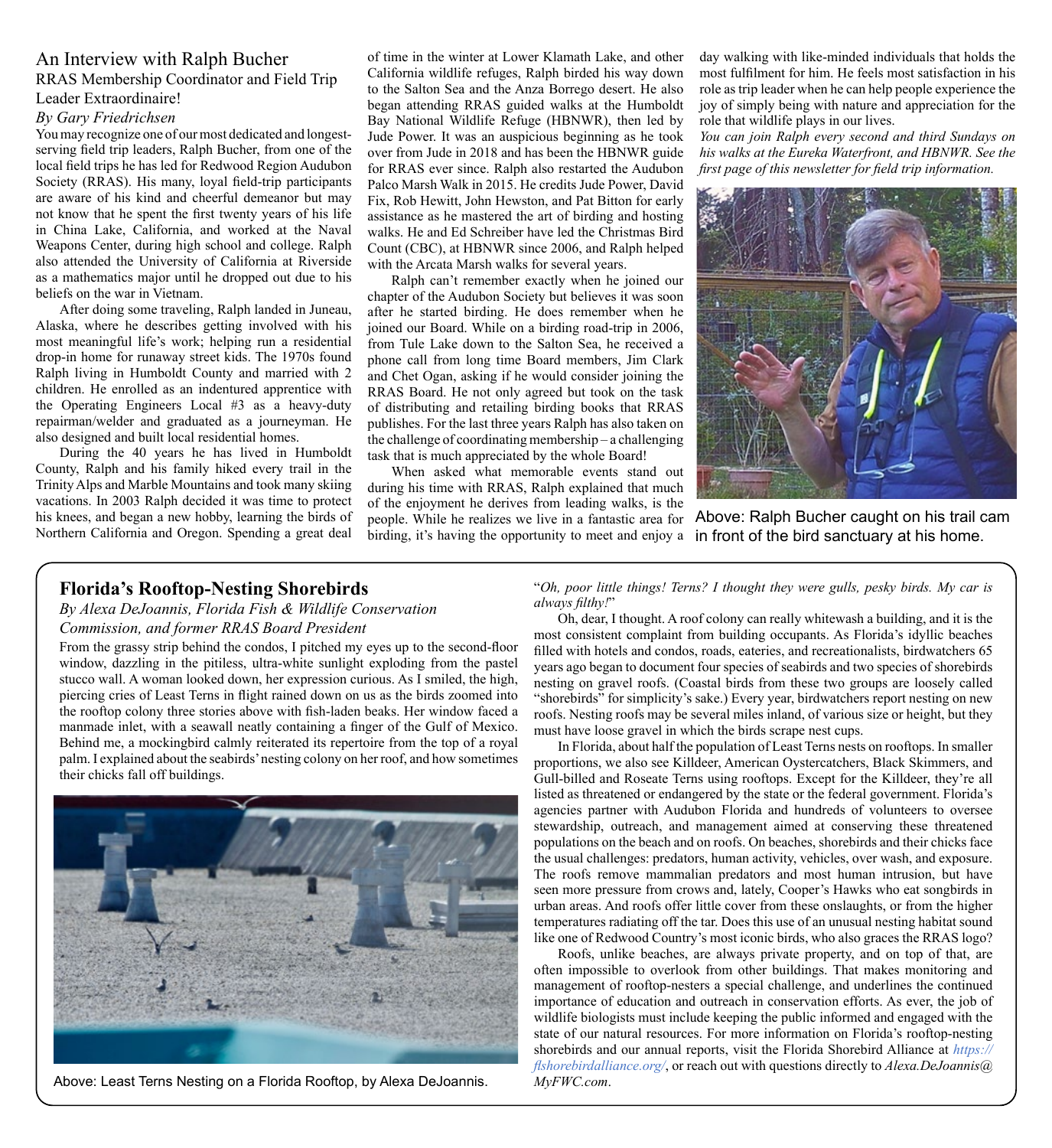## An Interview with Ralph Bucher

### RRAS Membership Coordinator and Field Trip Leader Extraordinaire!

*By Gary Friedrichsen*

You may recognize one of our most dedicated and longest-serving field trip leaders, Ralph Bucher, from one of the local field trips he has led for Redwood Region Audubon Society (RRAS). His many, loyal field-trip participants are aware of his kind and cheerful demeanor but may not know that he spent the first twenty years of his life in China Lake, California, and worked at the Naval Weapons Center, during high school and college. Ralph also attended the University of California at Riverside as a mathematics major until he dropped out due to his beliefs on the war in Vietnam.

After doing some traveling, Ralph landed in Juneau, Alaska, where he describes getting involved with his most meaningful life's work; helping run a residential drop-in home for runaway street kids. The 1970s found Ralph living in Humboldt County and married with 2 children. He enrolled as an indentured apprentice with the Operating Engineers Local #3 as a heavy-duty repairman/welder and graduated as a journeyman. He also designed and built local residential homes.

During the 40 years he has lived in Humboldt County, Ralph and his family hiked every trail in the Trinity Alps and Marble Mountains and took many skiing vacations. In 2003 Ralph decided it was time to protect his knees, and began a new hobby, learning the birds of Northern California and Oregon. Spending a great deal of time in the winter at Lower Klamath Lake, and other California wildlife refuges, Ralph birded his way down to the Salton Sea and the Anza Borrego desert. He also began attending RRAS guided walks at the Humboldt Bay National Wildlife Refuge (HBNWR), then led by Jude Power. It was an auspicious beginning as he took over from Jude in 2018 and has been the HBNWR guide for RRAS ever since. Ralph also restarted the Audubon Palco Marsh Walk in 2015. He credits Jude Power, David Fix, Rob Hewitt, John Hewston, and Pat Bitton for early assistance as he mastered the art of birding and hosting walks. He and Ed Schreiber have led the Christmas Bird Count (CBC), at HBNWR since 2006, and Ralph helped with the Arcata Marsh walks for several years.

Ralph can't remember exactly when he joined our chapter of the Audubon Society but believes it was soon after he started birding. He does remember when he joined our Board. While on a birding road-trip in 2006, from Tule Lake down to the Salton Sea, he received a phone call from long time Board members, Jim Clark and Chet Ogan, asking if he would consider joining the RRAS Board. He not only agreed but took on the task of distributing and retailing birding books that RRAS publishes. For the last three years Ralph has also taken on the challenge of coordinating membership – a challenging task that is much appreciated by the whole Board!

When asked what memorable events stand out during his time with RRAS, Ralph explained that much of the enjoyment he derives from leading walks, is the people. While he realizes we live in a fantastic area for birding, it's having the opportunity to meet and enjoy a day walking with like-minded individuals that holds the most fulfilment for him. He feels most satisfaction in his role as trip leader when he can help people experience the joy of simply being with nature and appreciation for the role that wildlife plays in our lives.

*You can join Ralph every second and third Sundays on his walks at the Eureka Waterfront, and HBNWR. See the first page of this newsletter for field trip information.*

Above: Ralph Bucher caught on his trail cam in front of the bird sanctuary at his home.

## Florida's Rooftop-Nesting Shorebirds

*By Alexa DeJoannis, Florida Fish & Wildlife Conservation Commission, and former RRAS Board President*

From the grassy strip behind the condos, I pitched my eyes up to the second-floor window, dazzling in the pitiless, ultra-white sunlight exploding from the pastel stucco wall. A woman looked down, her expression curious. As I smiled, the high, piercing cries of Least Terns in flight rained down on us as the birds zoomed into the rooftop colony three stories above with fish-laden beaks. Her window faced a manmade inlet, with a seawall neatly containing a finger of the Gulf of Mexico. Behind me, a mockingbird calmly reiterated its repertoire from the top of a royal palm. I explained about the seabirds' nesting colony on her roof, and how sometimes their chicks fall off buildings.

Above: Least Terns Nesting on a Florida Rooftop, by Alexa DeJoannis.

"*Oh, poor little things! Terns? I thought they were gulls, pesky birds. My car is always filthy!*"

Oh, dear, I thought. A roof colony can really whitewash a building, and it is the most consistent complaint from building occupants. As Florida's idyllic beaches filled with hotels and condos, roads, eateries, and recreationalists, birdwatchers 65 years ago began to document four species of seabirds and two species of shorebirds nesting on gravel roofs. (Coastal birds from these two groups are loosely called "shorebirds" for simplicity's sake.) Every year, birdwatchers report nesting on new roofs. Nesting roofs may be several miles inland, of various size or height, but they must have loose gravel in which the birds scrape nest cups.

In Florida, about half the population of Least Terns nests on rooftops. In smaller proportions, we also see Killdeer, American Oystercatchers, Black Skimmers, and Gull-billed and Roseate Terns using rooftops. Except for the Killdeer, they're all listed as threatened or endangered by the state or the federal government. Florida's agencies partner with Audubon Florida and hundreds of volunteers to oversee stewardship, outreach, and management aimed at conserving these threatened populations on the beach and on roofs. On beaches, shorebirds and their chicks face the usual challenges: predators, human activity, vehicles, over wash, and exposure. The roofs remove mammalian predators and most human intrusion, but have seen more pressure from crows and, lately, Cooper's Hawks who eat songbirds in urban areas. And roofs offer little cover from these onslaughts, or from the higher temperatures radiating off the tar. Does this use of an unusual nesting habitat sound like one of Redwood Country's most iconic birds, who also graces the RRAS logo?

Roofs, unlike beaches, are always private property, and on top of that, are often impossible to overlook from other buildings. That makes monitoring and management of rooftop-nesters a special challenge, and underlines the continued importance of education and outreach in conservation efforts. As ever, the job of wildlife biologists must include keeping the public informed and engaged with the state of our natural resources. For more information on Florida's rooftop-nesting shorebirds and our annual reports, visit the Florida Shorebird Alliance at *https://flshorebirdalliance.org/*, or reach out with questions directly to *Alexa.DeJoannis@MyFWC.com*.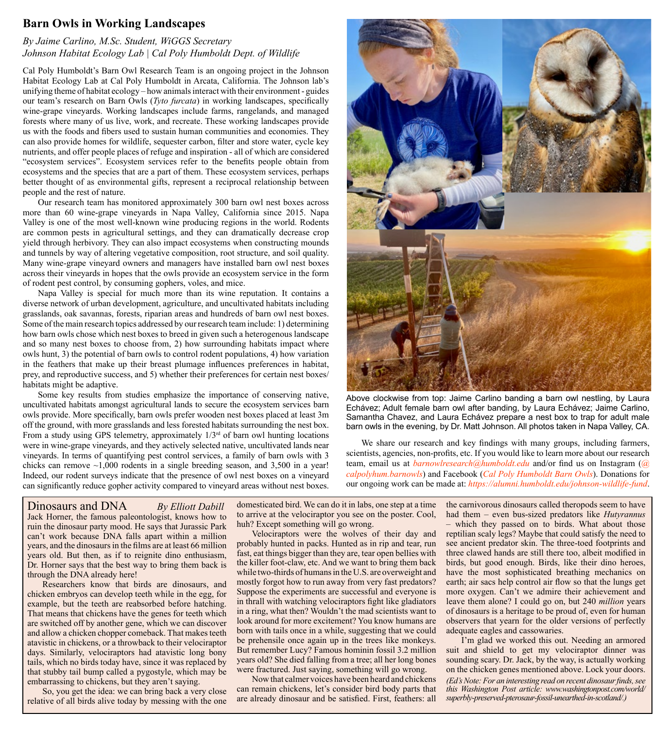# Barn Owls in Working Landscapes

*By Jaime Carlino, M.Sc. Student, WiGGS Secretary*
*Johnson Habitat Ecology Lab | Cal Poly Humboldt Dept. of Wildlife*

Cal Poly Humboldt's Barn Owl Research Team is an ongoing project in the Johnson Habitat Ecology Lab at Cal Poly Humboldt in Arcata, California. The Johnson lab's unifying theme of habitat ecology – how animals interact with their environment - guides our team's research on Barn Owls (*Tyto furcata*) in working landscapes, specifically wine-grape vineyards. Working landscapes include farms, rangelands, and managed forests where many of us live, work, and recreate. These working landscapes provide us with the foods and fibers used to sustain human communities and economies. They can also provide homes for wildlife, sequester carbon, filter and store water, cycle key nutrients, and offer people places of refuge and inspiration - all of which are considered "ecosystem services". Ecosystem services refer to the benefits people obtain from ecosystems and the species that are a part of them. These ecosystem services, perhaps better thought of as environmental gifts, represent a reciprocal relationship between people and the rest of nature.

Our research team has monitored approximately 300 barn owl nest boxes across more than 60 wine-grape vineyards in Napa Valley, California since 2015. Napa Valley is one of the most well-known wine producing regions in the world. Rodents are common pests in agricultural settings, and they can dramatically decrease crop yield through herbivory. They can also impact ecosystems when constructing mounds and tunnels by way of altering vegetative composition, root structure, and soil quality. Many wine-grape vineyard owners and managers have installed barn owl nest boxes across their vineyards in hopes that the owls provide an ecosystem service in the form of rodent pest control, by consuming gophers, voles, and mice.

Napa Valley is special for much more than its wine reputation. It contains a diverse network of urban development, agriculture, and uncultivated habitats including grasslands, oak savannas, forests, riparian areas and hundreds of barn owl nest boxes. Some of the main research topics addressed by our research team include: 1) determining how barn owls chose which nest boxes to breed in given such a heterogenous landscape and so many nest boxes to choose from, 2) how surrounding habitats impact where owls hunt, 3) the potential of barn owls to control rodent populations, 4) how variation in the feathers that make up their breast plumage influences preferences in habitat, prey, and reproductive success, and 5) whether their preferences for certain nest boxes/ habitats might be adaptive.

Some key results from studies emphasize the importance of conserving native, uncultivated habitats amongst agricultural lands to secure the ecosystem services barn owls provide. More specifically, barn owls prefer wooden nest boxes placed at least 3m off the ground, with more grasslands and less forested habitats surrounding the nest box. From a study using GPS telemetry, approximately 1/3rd of barn owl hunting locations were in wine-grape vineyards, and they actively selected native, uncultivated lands near vineyards. In terms of quantifying pest control services, a family of barn owls with 3 chicks can remove ~1,000 rodents in a single breeding season, and 3,500 in a year! Indeed, our rodent surveys indicate that the presence of owl nest boxes on a vineyard can significantly reduce gopher activity compared to vineyard areas without nest boxes.

Above clockwise from top: Jaime Carlino banding a barn owl nestling, by Laura Echávez; Adult female barn owl after banding, by Laura Echávez; Jaime Carlino, Samantha Chavez, and Laura Echávez prepare a nest box to trap for adult male barn owls in the evening, by Dr. Matt Johnson. All photos taken in Napa Valley, CA.

We share our research and key findings with many groups, including farmers, scientists, agencies, non-profits, etc. If you would like to learn more about our research team, email us at *barnowlresearch@humboldt.edu* and/or find us on Instagram (*@calpolyhum.barnowls*) and Facebook (*Cal Poly Humboldt Barn Owls*). Donations for our ongoing work can be made at: *https://alumni.humboldt.edu/johnson-wildlife-fund*.

## Dinosaurs and DNA

*By Elliott Dabill*

Jack Horner, the famous paleontologist, knows how to ruin the dinosaur party mood. He says that Jurassic Park can't work because DNA falls apart within a million years, and the dinosaurs in the films are at least 66 million years old. But then, as if to reignite dino enthusiasm, Dr. Horner says that the best way to bring them back is through the DNA already here!

Researchers know that birds are dinosaurs, and chicken embryos can develop teeth while in the egg, for example, but the teeth are reabsorbed before hatching. That means that chickens have the genes for teeth which are switched off by another gene, which we can discover and allow a chicken chopper comeback. That makes teeth atavistic in chickens, or a throwback to their velociraptor days. Similarly, velociraptors had atavistic long bony tails, which no birds today have, since it was replaced by that stubby tail bump called a pygostyle, which may be embarrassing to chickens, but they aren't saying.

So, you get the idea: we can bring back a very close relative of all birds alive today by messing with the one domesticated bird. We can do it in labs, one step at a time to arrive at the velociraptor you see on the poster. Cool, huh? Except something will go wrong.

Velociraptors were the wolves of their day and probably hunted in packs. Hunted as in rip and tear, run fast, eat things bigger than they are, tear open bellies with the killer foot-claw, etc. And we want to bring them back while two-thirds of humans in the U.S. are overweight and mostly forgot how to run away from very fast predators? Suppose the experiments are successful and everyone is in thrall with watching velociraptors fight like gladiators in a ring, what then? Wouldn't the mad scientists want to look around for more excitement? You know humans are born with tails once in a while, suggesting that we could be prehensile once again up in the trees like monkeys. But remember Lucy? Famous hominin fossil 3.2 million years old? She died falling from a tree; all her long bones were fractured. Just saying, something will go wrong.

Now that calmer voices have been heard and chickens can remain chickens, let's consider bird body parts that are already dinosaur and be satisfied. First, feathers: all the carnivorous dinosaurs called theropods seem to have had them – even bus-sized predators like *Hutyrannus* – which they passed on to birds. What about those reptilian scaly legs? Maybe that could satisfy the need to see ancient predator skin. The three-toed footprints and three clawed hands are still there too, albeit modified in birds, but good enough. Birds, like their dino heroes, have the most sophisticated breathing mechanics on earth; air sacs help control air flow so that the lungs get more oxygen. Can't we admire their achievement and leave them alone? I could go on, but 240 *million* years of dinosaurs is a heritage to be proud of, even for human observers that yearn for the older versions of perfectly adequate eagles and cassowaries.

I'm glad we worked this out. Needing an armored suit and shield to get my velociraptor dinner was sounding scary. Dr. Jack, by the way, is actually working on the chicken genes mentioned above. Lock your doors.

*(Ed's Note: For an interesting read on recent dinosaur finds, see this Washington Post article: www.washingtonpost.com/world/superbly-preserved-pterosaur-fossil-unearthed-in-scotland/.)*